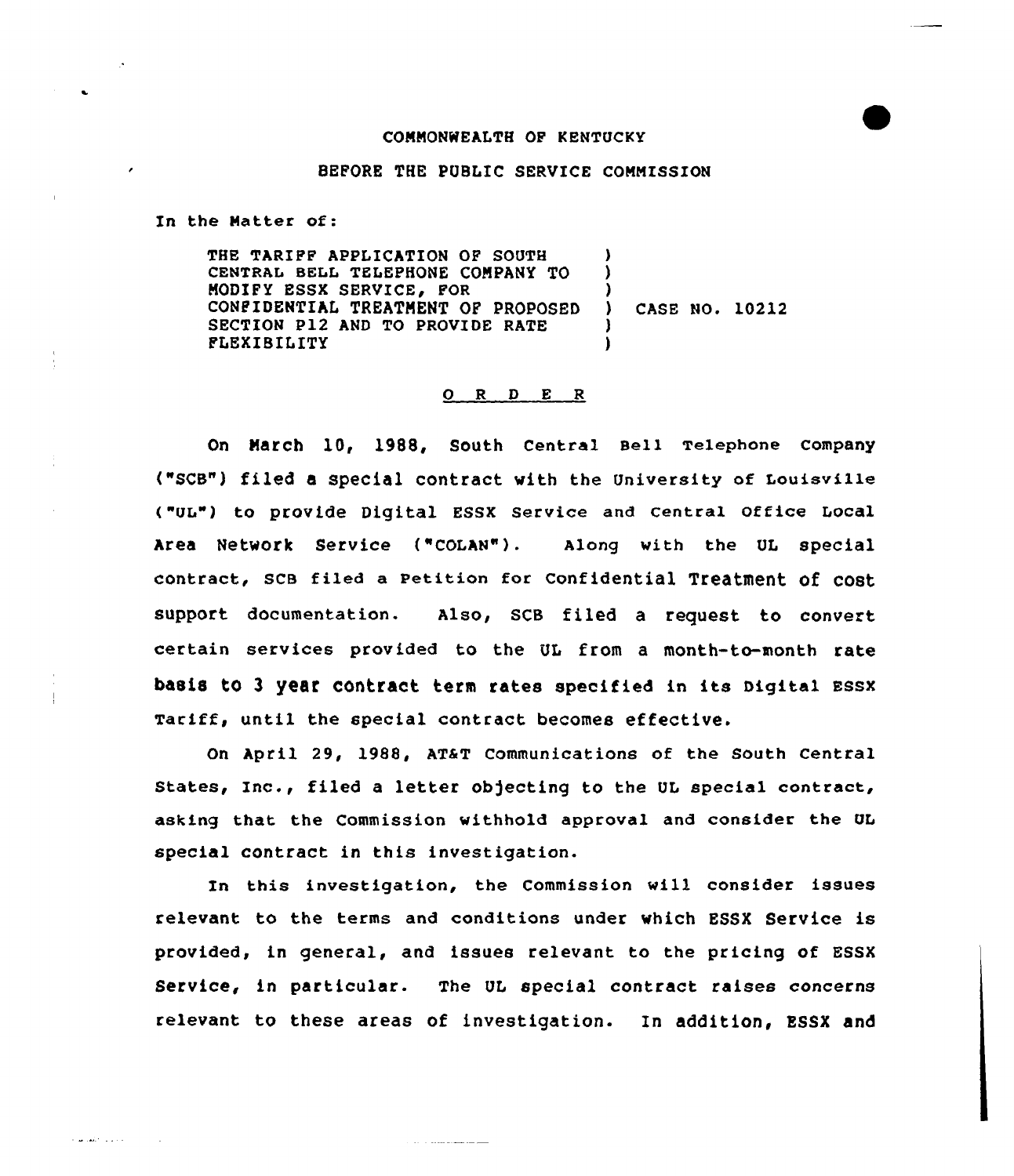COMMONWEALTH OF KENTUCKY

BEFORE THE PUBLIC SERVICE COMMISSION

In the Matter of:

THE TARIFF APPLICATION OF SOUTH CENTRAL BELL TELEPHONE COMPANY TO MODIFY ESSX SERVICE, FOR CONFIDENTIAL TREATMENT OF PROPOSED SECTION P12 AND TO PROVIDE RATE FLEXIBILITY ) CASE NO. 10212

O R D E R

On March 10, 1988, South Central Bell Telephone Company ("SCB") filed a special contract with the University of Louisville ("UL") to provide Digital ESSX Service and Central Office Local Area Network Service ("COLAN"). Along with the UL special contract, SCB filed a Petition for Confidential Treatment of cost support documentation. Also, SCB filed a request to convert certain services provided to the UL from a month-to-month rate basis to 3 year contract term rates specified in its Digital ESSX Tariff, until the special contract becomes effective.

On April 29, 1988, AT&T Communications of the South Central States, Inc., filed a letter objecting to the UL special contract, asking that the Commission withhold approval and consider the UL special contract in this investigation.

In this investigation, the Commission will consider issues relevant to the terms and conditions under which ESSX Service is provided, in general, and issues relevant to the pricing of ESSX Service, in particular. The UL special contract raises concerns relevant to these areas of investigation. In addition, ESSX and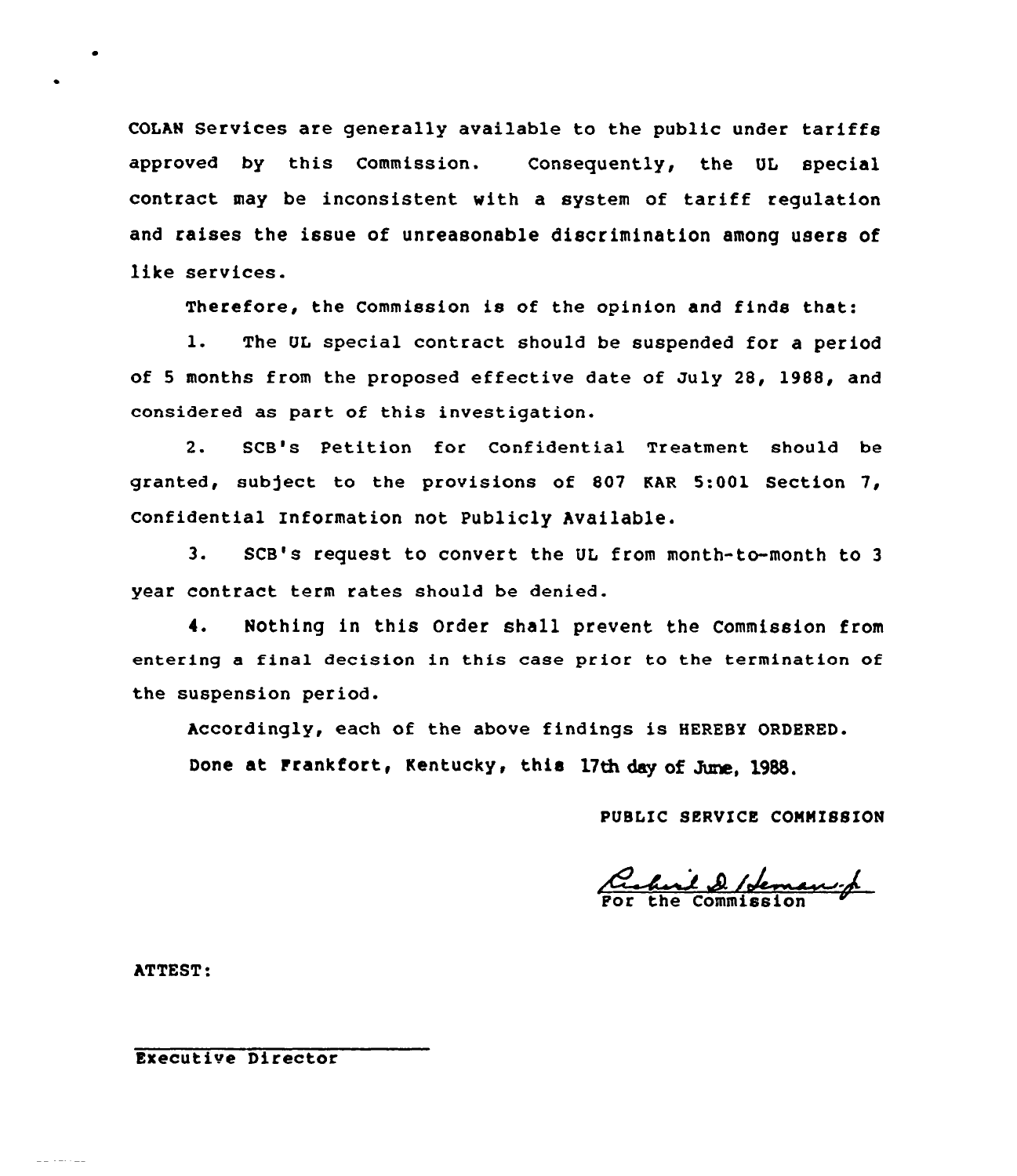COLAN Services are generally available to the public under tariffs approved by this Commission. Consequently, the UL special contract may be inconsistent with a system of tariff regulation and raises the issue of unreasonable discrimination among users of like services.

Therefore, the Commission is of the opinion and finds that:

1. The UL special contract should be suspended for a period of 5 months from the proposed effective date of July 28, 1988, and considered as part of this investigation.

2. SCB's Petition for Confidential Treatment should be granted, subject to the provisions of 807 KAR 5:001 Section 7, Confidential Information not Publicly Available.

3. SCB's request to convert the UL from month-to-month to 3 year contract term rates should be denied.

4. Nothing in this Order shall prevent the Commission from entering a final decision in this case prior to the termination of the suspension period.

Accordingly, each of the above findings is HEREBY ORDERED.

Done at Frankfort, Kentucky, this 17th day of June, 1988.

PUBLIC SERVICE COMMISSION

For the Commission

ATTEST:

Executive Director